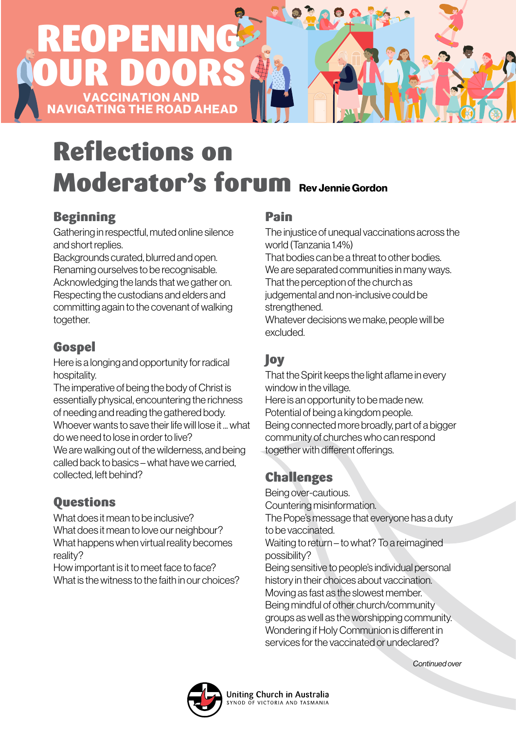# REOPENING OUR DOORS

## VACCINATION AND NAVIGATING THE ROAD AHEAD

# Reflections on Moderator's forum

**Rev Jennie Gordon**

## Beginning

Gathering in respectful, muted online silence and short replies.
Backgrounds curated, blurred and open.
Renaming ourselves to be recognisable.
Acknowledging the lands that we gather on.
Respecting the custodians and elders and committing again to the covenant of walking together.

## Gospel

Here is a longing and opportunity for radical hospitality.
The imperative of being the body of Christ is essentially physical, encountering the richness of needing and reading the gathered body.
Whoever wants to save their life will lose it … what do we need to lose in order to live?
We are walking out of the wilderness, and being called back to basics – what have we carried, collected, left behind?

## Questions

What does it mean to be inclusive?
What does it mean to love our neighbour?
What happens when virtual reality becomes reality?
How important is it to meet face to face?
What is the witness to the faith in our choices?

## Pain

The injustice of unequal vaccinations across the world (Tanzania 1.4%)
That bodies can be a threat to other bodies.
We are separated communities in many ways.
That the perception of the church as judgemental and non-inclusive could be strengthened.
Whatever decisions we make, people will be excluded.

## Joy

That the Spirit keeps the light aflame in every window in the village.
Here is an opportunity to be made new.
Potential of being a kingdom people.
Being connected more broadly, part of a bigger community of churches who can respond together with different offerings.

## Challenges

Being over-cautious.
Countering misinformation.
The Pope's message that everyone has a duty to be vaccinated.
Waiting to return – to what? To a reimagined possibility?
Being sensitive to people's individual personal history in their choices about vaccination.
Moving as fast as the slowest member.
Being mindful of other church/community groups as well as the worshipping community.
Wondering if Holy Communion is different in services for the vaccinated or undeclared?

*Continued over*

Uniting Church in Australia
SYNOD OF VICTORIA AND TASMANIA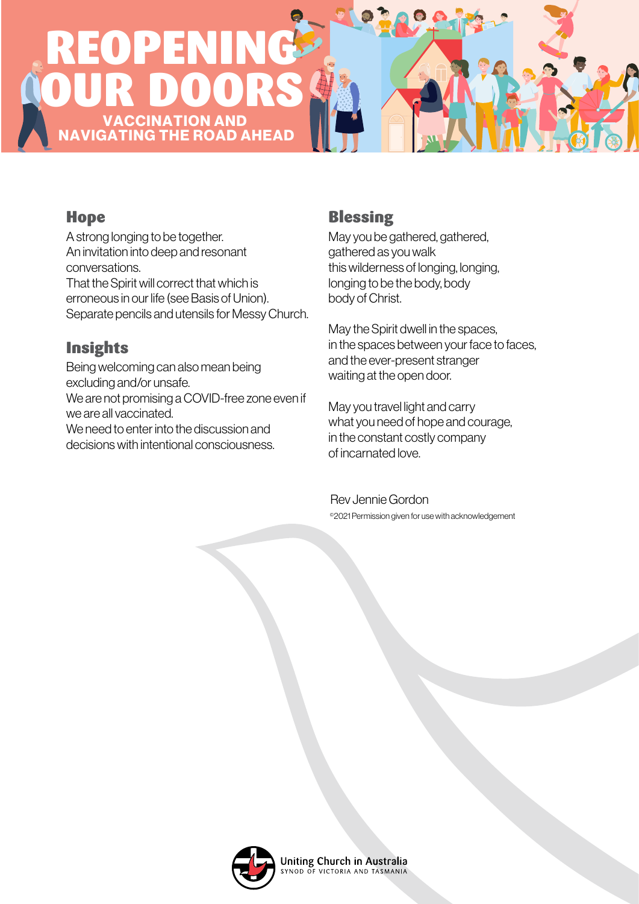# REOPENING OUR DOORS

## VACCINATION AND NAVIGATING THE ROAD AHEAD

### Hope

A strong longing to be together.
An invitation into deep and resonant conversations.
That the Spirit will correct that which is erroneous in our life (see Basis of Union).
Separate pencils and utensils for Messy Church.

### Insights

Being welcoming can also mean being excluding and/or unsafe.
We are not promising a COVID-free zone even if we are all vaccinated.
We need to enter into the discussion and decisions with intentional consciousness.

### Blessing

May you be gathered, gathered,
gathered as you walk
this wilderness of longing, longing,
longing to be the body, body
body of Christ.

May the Spirit dwell in the spaces,
in the spaces between your face to faces,
and the ever-present stranger
waiting at the open door.

May you travel light and carry
what you need of hope and courage,
in the constant costly company
of incarnated love.

Rev Jennie Gordon

©2021 Permission given for use with acknowledgement

Uniting Church in Australia
SYNOD OF VICTORIA AND TASMANIA